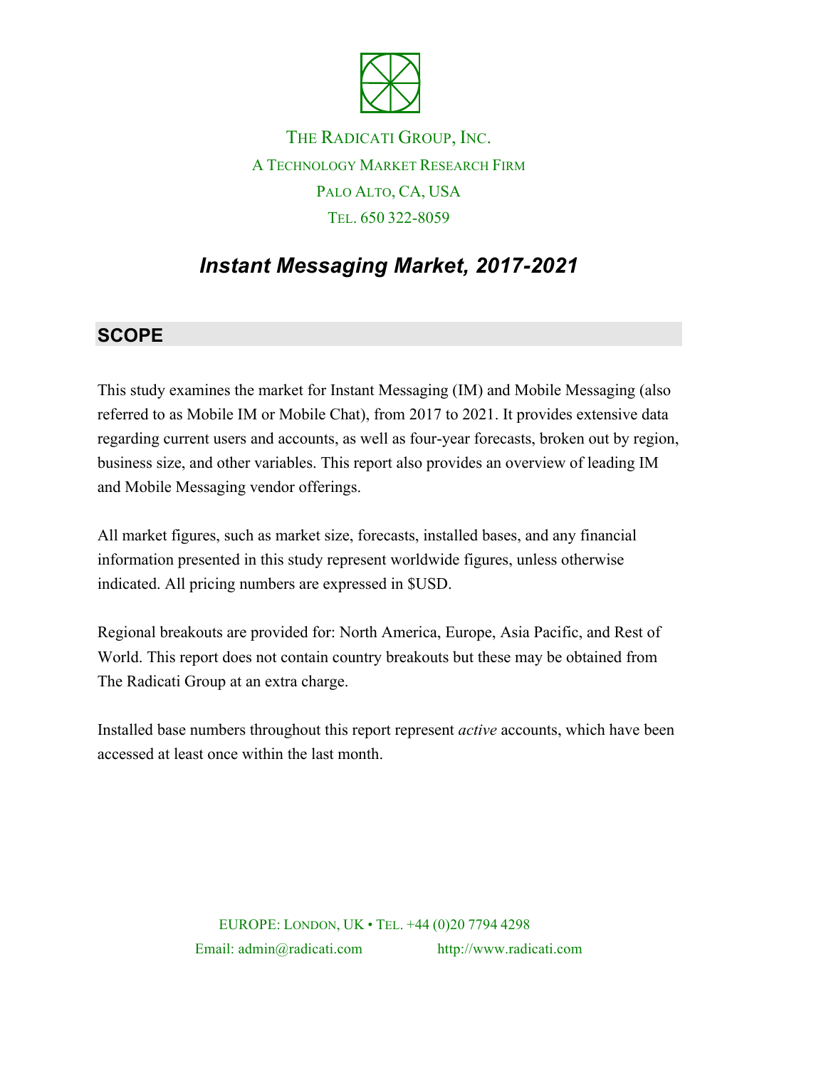THE RADICATI GROUP, INC.

A TECHNOLOGY MARKET RESEARCH FIRM

PALO ALTO, CA, USA

TEL. 650 322-8059

# *Instant Messaging Market, 2017-2021*

## SCOPE

This study examines the market for Instant Messaging (IM) and Mobile Messaging (also referred to as Mobile IM or Mobile Chat), from 2017 to 2021. It provides extensive data regarding current users and accounts, as well as four-year forecasts, broken out by region, business size, and other variables. This report also provides an overview of leading IM and Mobile Messaging vendor offerings.

All market figures, such as market size, forecasts, installed bases, and any financial information presented in this study represent worldwide figures, unless otherwise indicated. All pricing numbers are expressed in $USD.

Regional breakouts are provided for: North America, Europe, Asia Pacific, and Rest of World. This report does not contain country breakouts but these may be obtained from The Radicati Group at an extra charge.

Installed base numbers throughout this report represent *active* accounts, which have been accessed at least once within the last month.

EUROPE: LONDON, UK • TEL. +44 (0)20 7794 4298

Email: admin@radicati.com http://www.radicati.com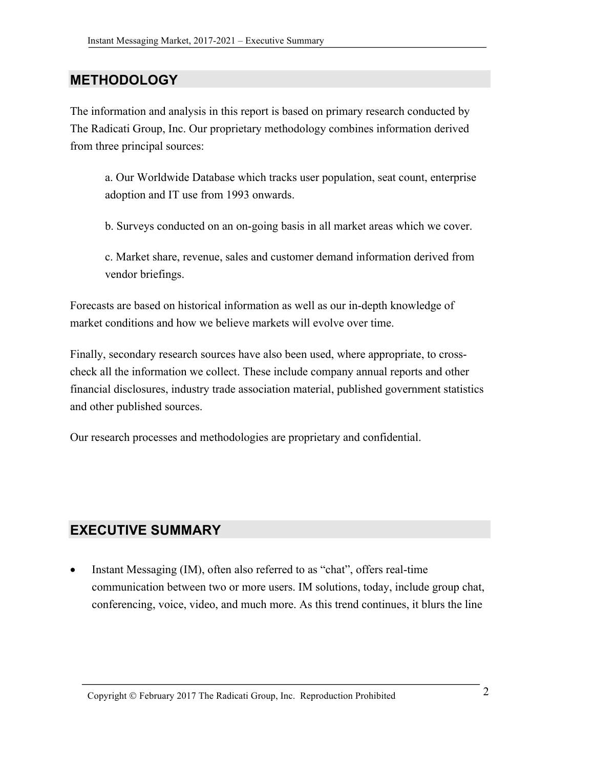## METHODOLOGY

The information and analysis in this report is based on primary research conducted by The Radicati Group, Inc. Our proprietary methodology combines information derived from three principal sources:

a. Our Worldwide Database which tracks user population, seat count, enterprise adoption and IT use from 1993 onwards.

b. Surveys conducted on an on-going basis in all market areas which we cover.

c. Market share, revenue, sales and customer demand information derived from vendor briefings.

Forecasts are based on historical information as well as our in-depth knowledge of market conditions and how we believe markets will evolve over time.

Finally, secondary research sources have also been used, where appropriate, to cross-check all the information we collect. These include company annual reports and other financial disclosures, industry trade association material, published government statistics and other published sources.

Our research processes and methodologies are proprietary and confidential.

## EXECUTIVE SUMMARY

- Instant Messaging (IM), often also referred to as "chat", offers real-time communication between two or more users. IM solutions, today, include group chat, conferencing, voice, video, and much more. As this trend continues, it blurs the line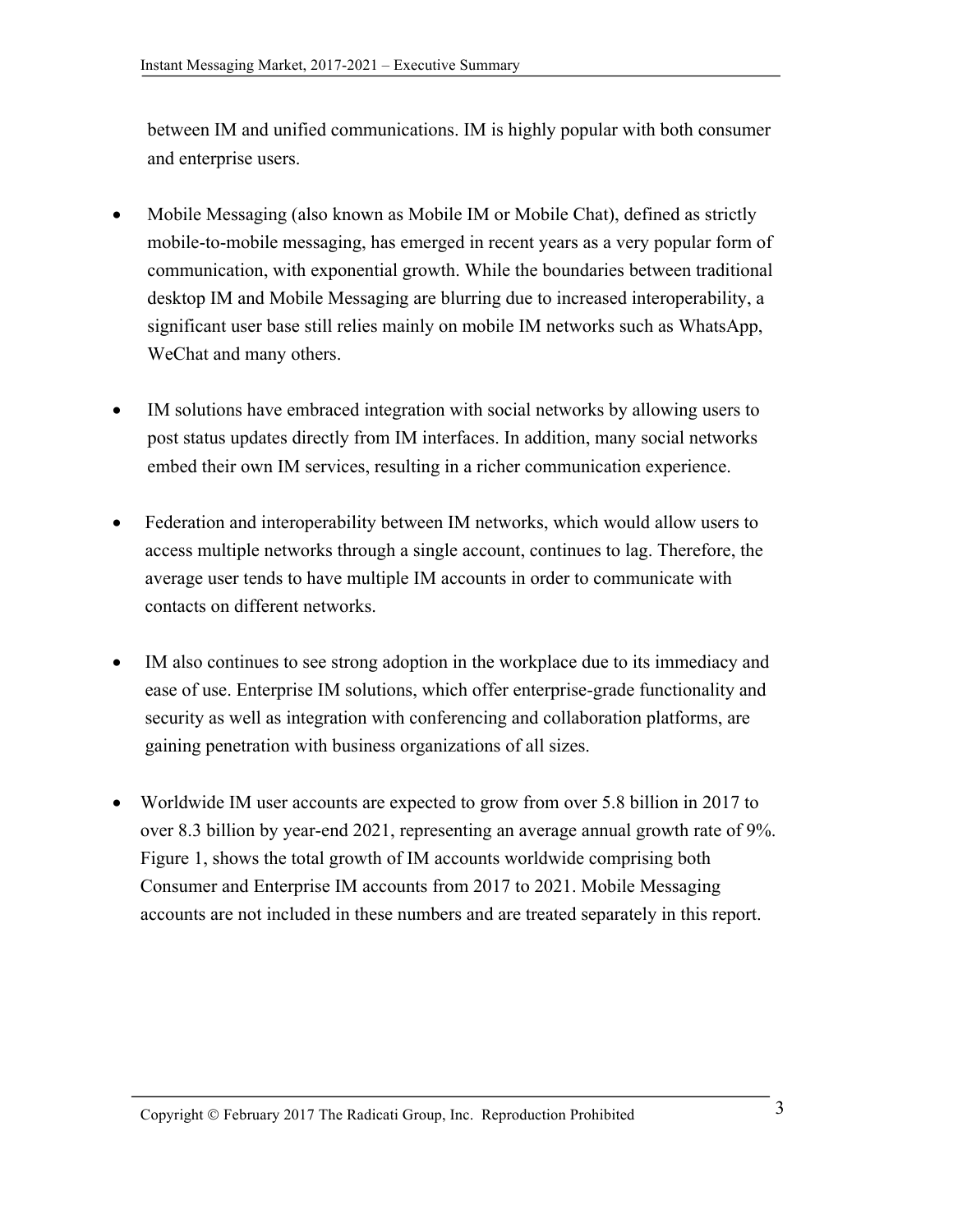between IM and unified communications. IM is highly popular with both consumer and enterprise users.

- Mobile Messaging (also known as Mobile IM or Mobile Chat), defined as strictly mobile-to-mobile messaging, has emerged in recent years as a very popular form of communication, with exponential growth. While the boundaries between traditional desktop IM and Mobile Messaging are blurring due to increased interoperability, a significant user base still relies mainly on mobile IM networks such as WhatsApp, WeChat and many others.

- IM solutions have embraced integration with social networks by allowing users to post status updates directly from IM interfaces. In addition, many social networks embed their own IM services, resulting in a richer communication experience.

- Federation and interoperability between IM networks, which would allow users to access multiple networks through a single account, continues to lag. Therefore, the average user tends to have multiple IM accounts in order to communicate with contacts on different networks.

- IM also continues to see strong adoption in the workplace due to its immediacy and ease of use. Enterprise IM solutions, which offer enterprise-grade functionality and security as well as integration with conferencing and collaboration platforms, are gaining penetration with business organizations of all sizes.

- Worldwide IM user accounts are expected to grow from over 5.8 billion in 2017 to over 8.3 billion by year-end 2021, representing an average annual growth rate of 9%. Figure 1, shows the total growth of IM accounts worldwide comprising both Consumer and Enterprise IM accounts from 2017 to 2021. Mobile Messaging accounts are not included in these numbers and are treated separately in this report.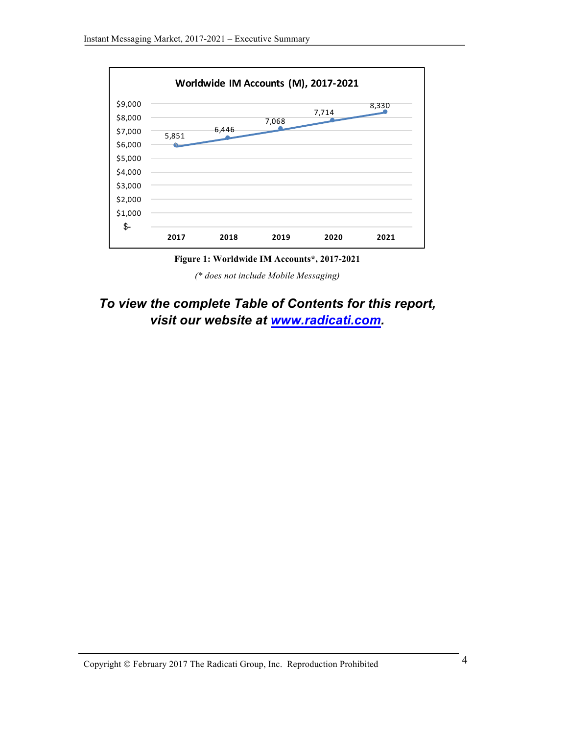Worldwide IM Accounts (M), 2017-2021

$9,000
$8,000
$7,000
$6,000
$5,000
$4,000
$3,000
$2,000
$1,000
$-

5,851
6,446
7,068
7,714
8,330

2017
2018
2019
2020
2021

**Figure 1: Worldwide IM Accounts*, 2017-2021**

*(* does not include Mobile Messaging)*

***To view the complete Table of Contents for this report, visit our website at [www.radicati.com](http://www.radicati.com).***